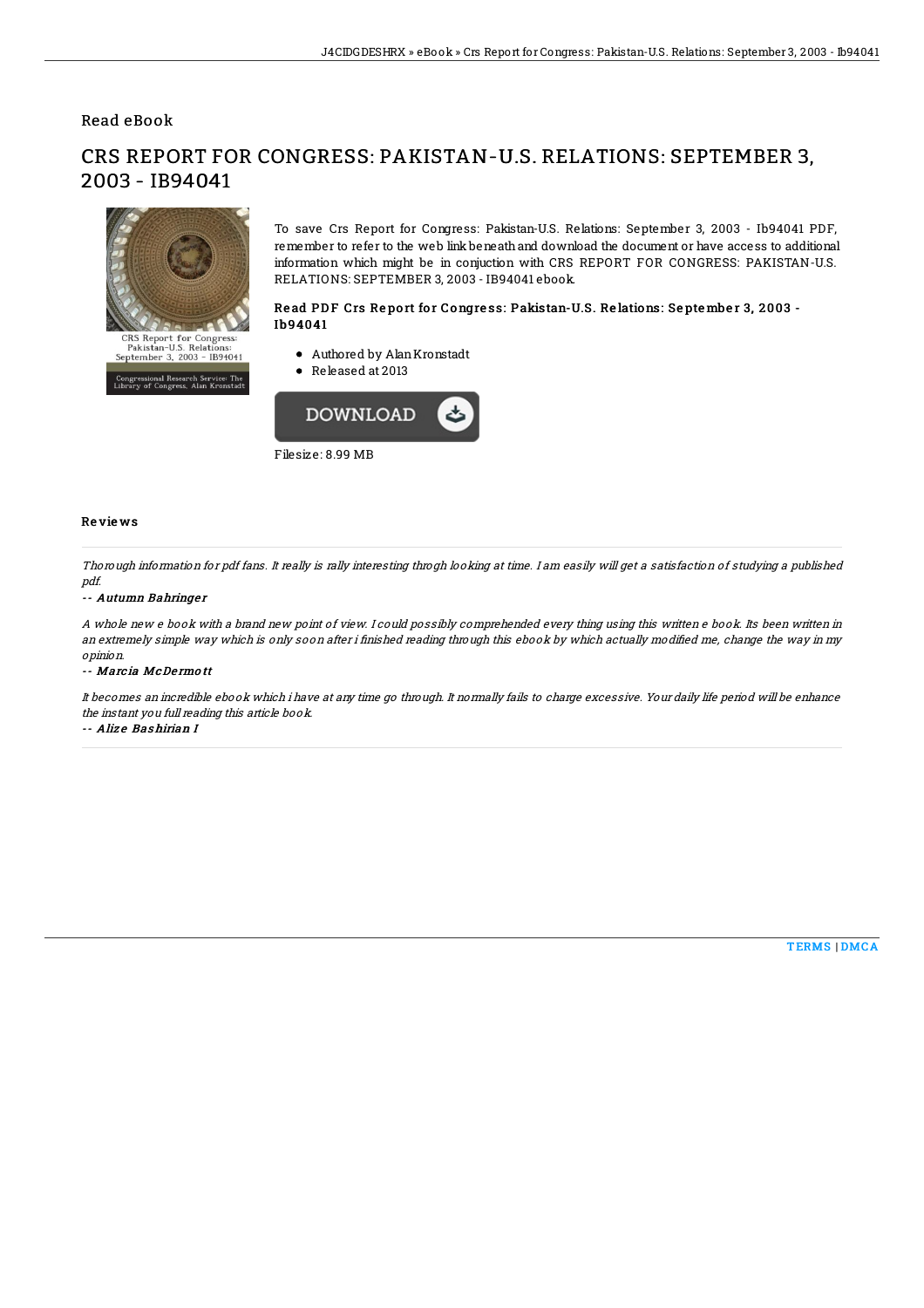Read eBook

# CRS REPORT FOR CONGRESS: PAKISTAN-U.S. RELATIONS: SEPTEMBER 3, 2003 - IB94041

To save Crs Report for Congress: Pakistan-U.S. Relations: September 3, 2003 - Ib94041 PDF, remember to refer to the web link beneath and download the document or have access to additional information which might be in conjuction with CRS REPORT FOR CONGRESS: PAKISTAN-U.S. RELATIONS: SEPTEMBER 3, 2003 - IB94041 ebook.

### Read PDF Crs Report for Congress: Pakistan-U.S. Relations: September 3, 2003 - Ib94041

- Authored by Alan Kronstadt
- Released at 2013

Filesize: 8.99 MB

## Reviews

*Thorough information for pdf fans. It really is rally interesting throgh looking at time. I am easily will get a satisfaction of studying a published pdf.*

-- ***Autumn Bahringer***

*A whole new e book with a brand new point of view. I could possibly comprehended every thing using this written e book. Its been written in an extremely simple way which is only soon after i finished reading through this ebook by which actually modified me, change the way in my opinion.*

-- ***Marcia McDermott***

*It becomes an incredible ebook which i have at any time go through. It normally fails to charge excessive. Your daily life period will be enhance the instant you full reading this article book.*

-- ***Alize Bashirian I***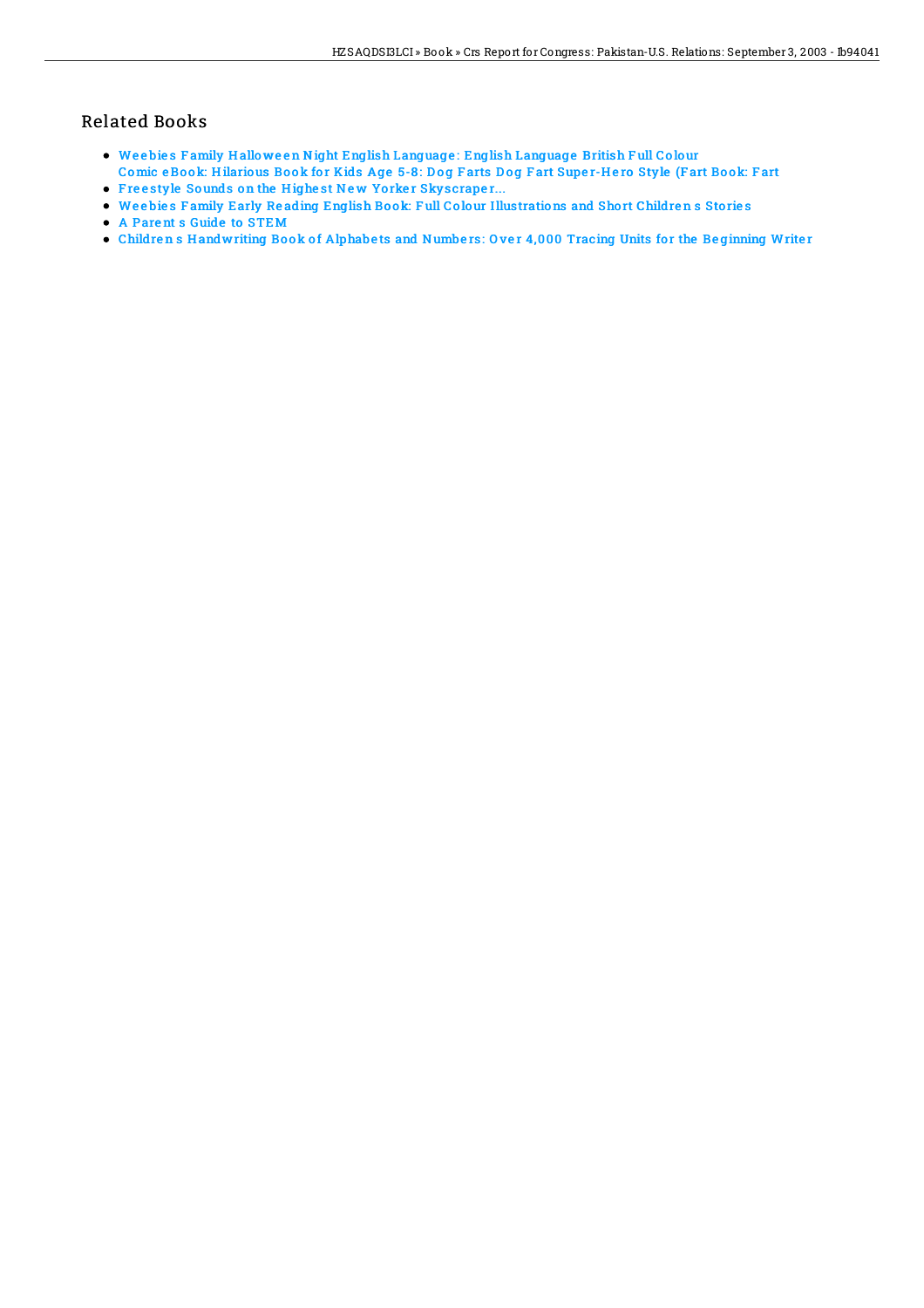## Related Books

- Weebies Family Halloween Night English Language: English Language British Full Colour
- Comic eBook: Hilarious Book for Kids Age 5-8: Dog Farts Dog Fart Super-Hero Style (Fart Book: Fart
- Freestyle Sounds on the Highest New Yorker Skyscraper...
- Weebies Family Early Reading English Book: Full Colour Illustrations and Short Children s Stories
- A Parent s Guide to STEM
- Children s Handwriting Book of Alphabets and Numbers: Over 4,000 Tracing Units for the Beginning Writer